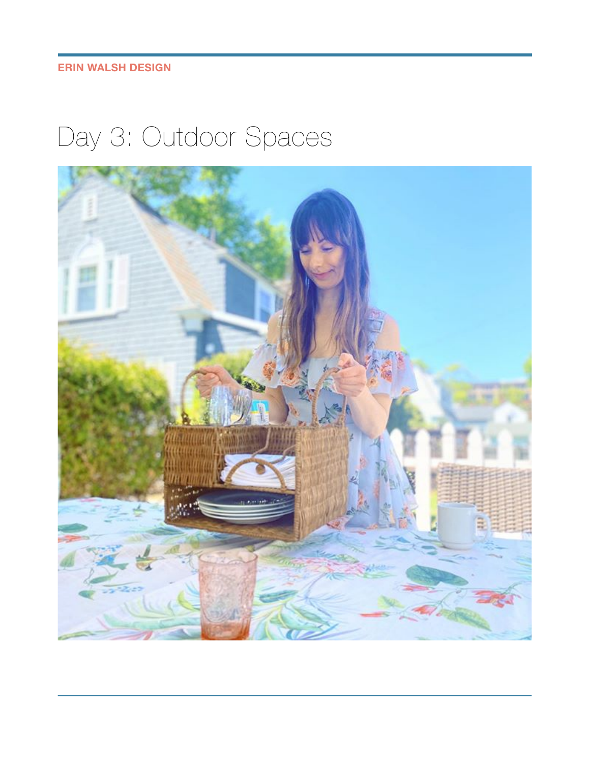ERIN WALSH DESIGN

# Day 3: Outdoor Spaces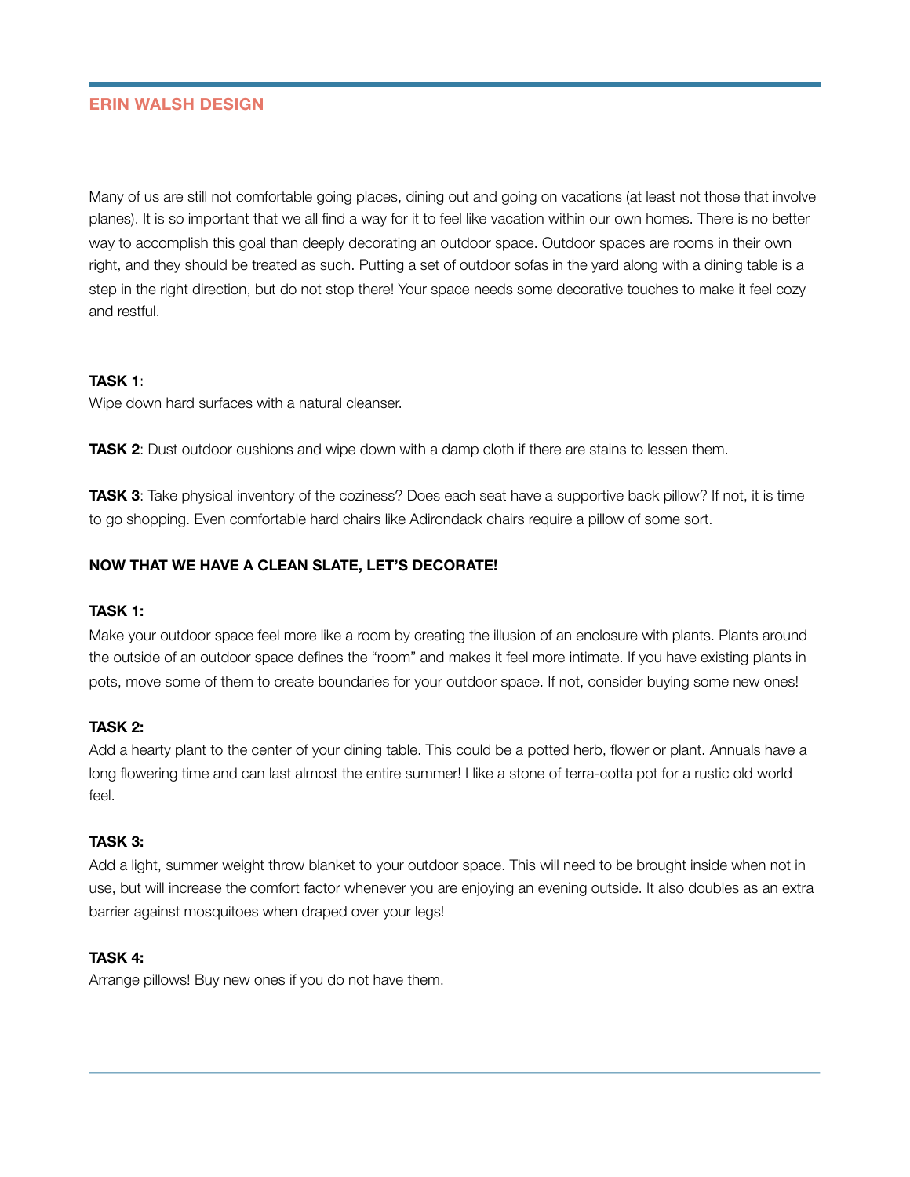Many of us are still not comfortable going places, dining out and going on vacations (at least not those that involve planes). It is so important that we all find a way for it to feel like vacation within our own homes. There is no better way to accomplish this goal than deeply decorating an outdoor space. Outdoor spaces are rooms in their own right, and they should be treated as such. Putting a set of outdoor sofas in the yard along with a dining table is a step in the right direction, but do not stop there! Your space needs some decorative touches to make it feel cozy and restful.

**TASK 1**:
Wipe down hard surfaces with a natural cleanser.

**TASK 2**: Dust outdoor cushions and wipe down with a damp cloth if there are stains to lessen them.

**TASK 3**: Take physical inventory of the coziness? Does each seat have a supportive back pillow? If not, it is time to go shopping. Even comfortable hard chairs like Adirondack chairs require a pillow of some sort.

**NOW THAT WE HAVE A CLEAN SLATE, LET'S DECORATE!**

**TASK 1:**
Make your outdoor space feel more like a room by creating the illusion of an enclosure with plants. Plants around the outside of an outdoor space defines the "room" and makes it feel more intimate. If you have existing plants in pots, move some of them to create boundaries for your outdoor space. If not, consider buying some new ones!

**TASK 2:**
Add a hearty plant to the center of your dining table. This could be a potted herb, flower or plant. Annuals have a long flowering time and can last almost the entire summer! I like a stone of terra-cotta pot for a rustic old world feel.

**TASK 3:**
Add a light, summer weight throw blanket to your outdoor space. This will need to be brought inside when not in use, but will increase the comfort factor whenever you are enjoying an evening outside. It also doubles as an extra barrier against mosquitoes when draped over your legs!

**TASK 4:**
Arrange pillows! Buy new ones if you do not have them.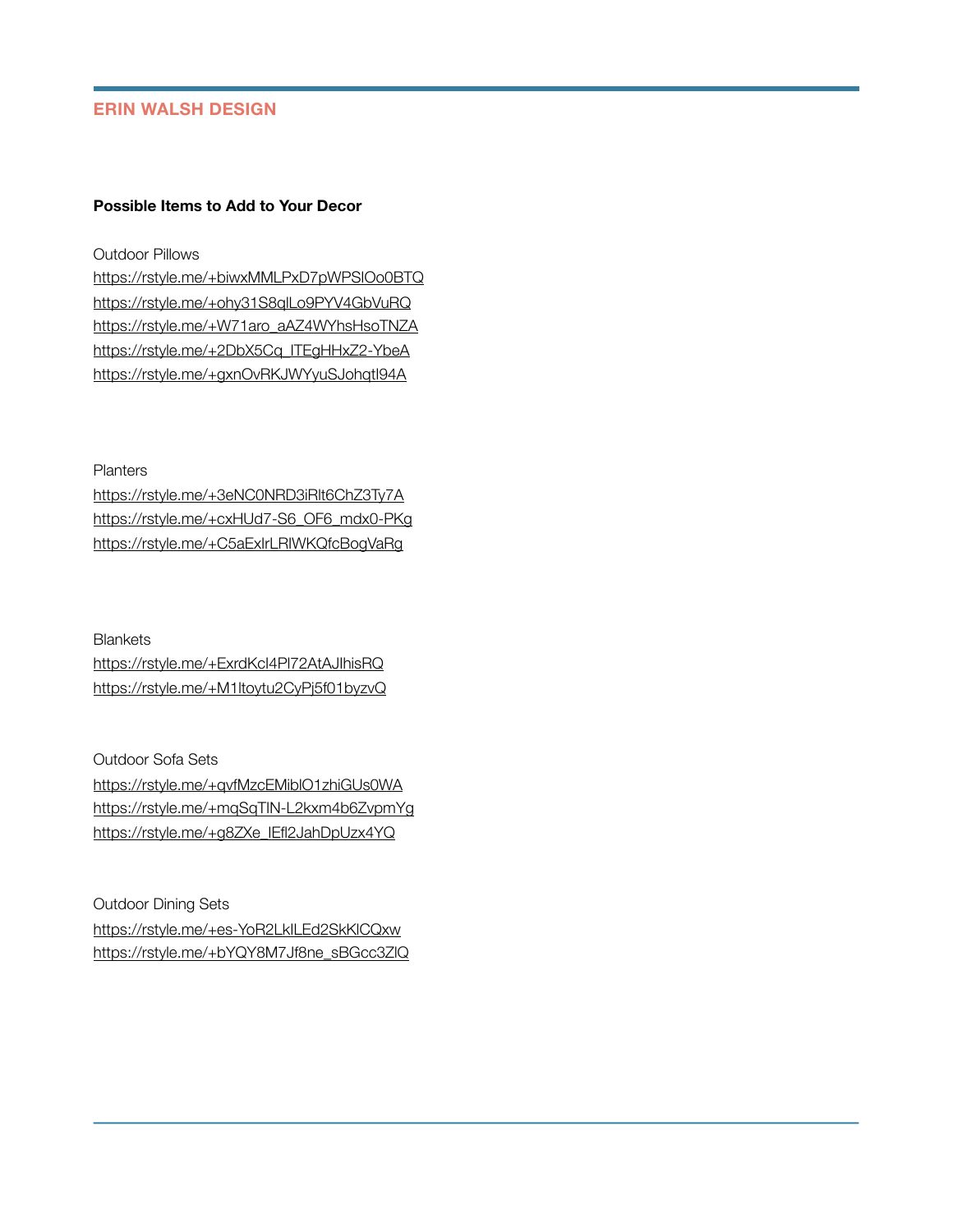**ERIN WALSH DESIGN**

**Possible Items to Add to Your Decor**

Outdoor Pillows

https://rstyle.me/+biwxMMLPxD7pWPSlOo0BTQ
https://rstyle.me/+ohy31S8qlLo9PYV4GbVuRQ
https://rstyle.me/+W71aro_aAZ4WYhsHsoTNZA
https://rstyle.me/+2DbX5Cq_ITEgHHxZ2-YbeA
https://rstyle.me/+gxnOvRKJWYyuSJohqtl94A

Planters

https://rstyle.me/+3eNC0NRD3iRlt6ChZ3Ty7A
https://rstyle.me/+cxHUd7-S6_OF6_mdx0-PKg
https://rstyle.me/+C5aExlrLRlWKQfcBogVaRg

Blankets

https://rstyle.me/+ExrdKcI4Pl72AtAJIhisRQ
https://rstyle.me/+M1ltoytu2CyPj5f01byzvQ

Outdoor Sofa Sets

https://rstyle.me/+qvfMzcEMiblO1zhiGUs0WA
https://rstyle.me/+mqSqTlN-L2kxm4b6ZvpmYg
https://rstyle.me/+g8ZXe_lEfl2JahDpUzx4YQ

Outdoor Dining Sets

https://rstyle.me/+es-YoR2LklLEd2SkKlCQxw
https://rstyle.me/+bYQY8M7Jf8ne_sBGcc3ZlQ